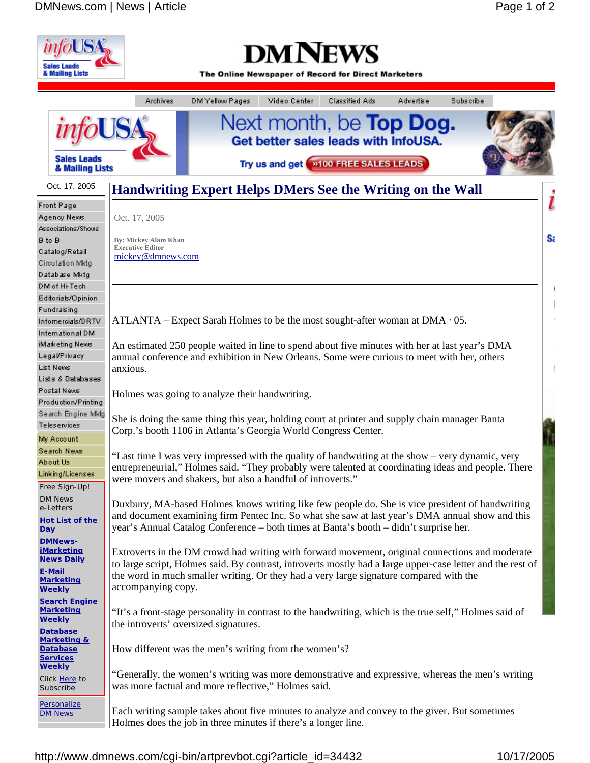# Handwriting Expert Helps DMers See the Writing on the Wall

Oct. 17, 2005

By: Mickey Alam Khan
Executive Editor
mickey@dmnews.com

ATLANTA – Expect Sarah Holmes to be the most sought-after woman at DMA · 05.

An estimated 250 people waited in line to spend about five minutes with her at last year's DMA annual conference and exhibition in New Orleans. Some were curious to meet with her, others anxious.

Holmes was going to analyze their handwriting.

She is doing the same thing this year, holding court at printer and supply chain manager Banta Corp.'s booth 1106 in Atlanta's Georgia World Congress Center.

"Last time I was very impressed with the quality of handwriting at the show – very dynamic, very entrepreneurial," Holmes said. "They probably were talented at coordinating ideas and people. There were movers and shakers, but also a handful of introverts."

Duxbury, MA-based Holmes knows writing like few people do. She is vice president of handwriting and document examining firm Pentec Inc. So what she saw at last year's DMA annual show and this year's Annual Catalog Conference – both times at Banta's booth – didn't surprise her.

Extroverts in the DM crowd had writing with forward movement, original connections and moderate to large script, Holmes said. By contrast, introverts mostly had a large upper-case letter and the rest of the word in much smaller writing. Or they had a very large signature compared with the accompanying copy.

"It's a front-stage personality in contrast to the handwriting, which is the true self," Holmes said of the introverts' oversized signatures.

How different was the men's writing from the women's?

"Generally, the women's writing was more demonstrative and expressive, whereas the men's writing was more factual and more reflective," Holmes said.

Each writing sample takes about five minutes to analyze and convey to the giver. But sometimes Holmes does the job in three minutes if there's a longer line.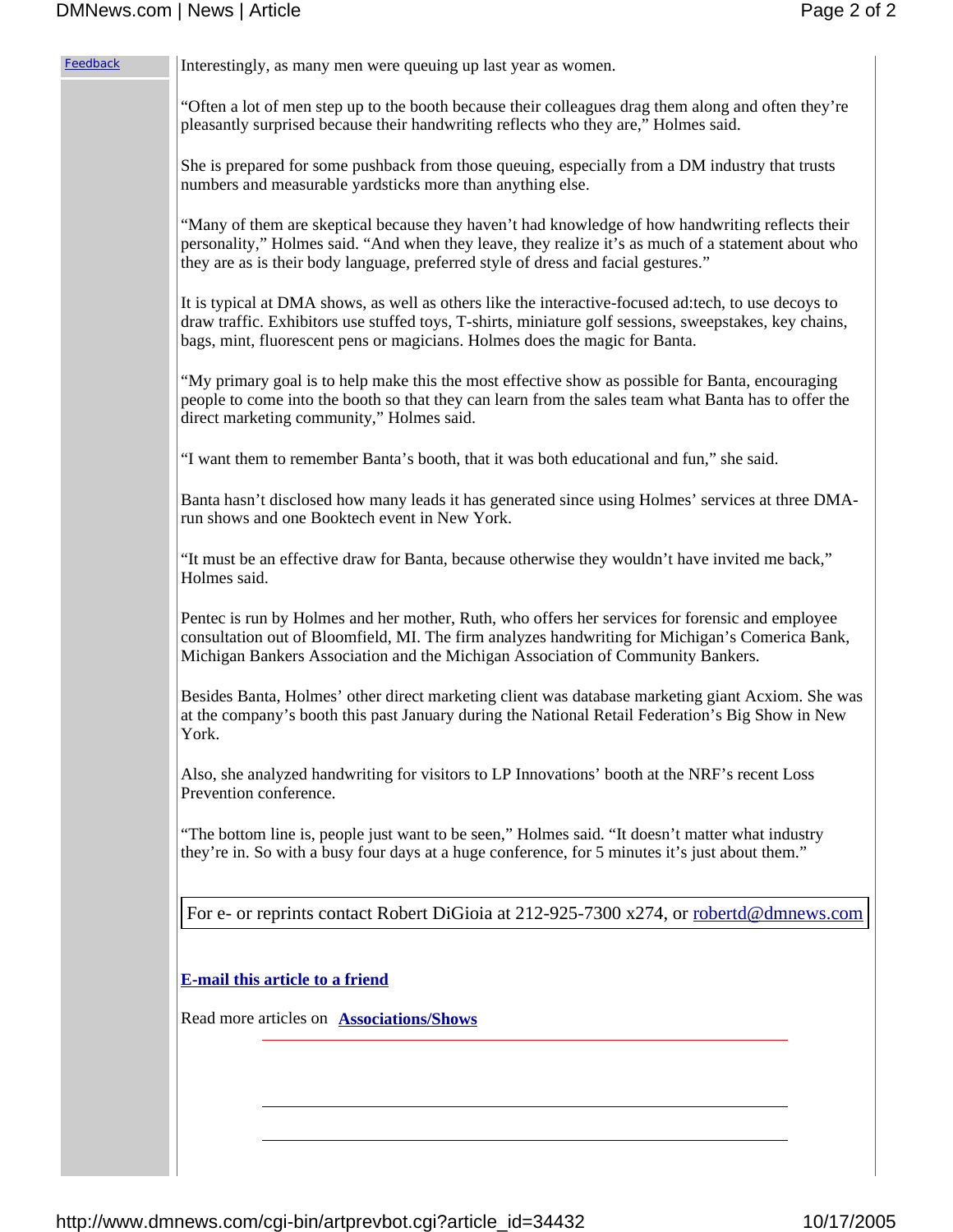Feedback

Interestingly, as many men were queuing up last year as women.

"Often a lot of men step up to the booth because their colleagues drag them along and often they're pleasantly surprised because their handwriting reflects who they are," Holmes said.

She is prepared for some pushback from those queuing, especially from a DM industry that trusts numbers and measurable yardsticks more than anything else.

"Many of them are skeptical because they haven't had knowledge of how handwriting reflects their personality," Holmes said. "And when they leave, they realize it's as much of a statement about who they are as is their body language, preferred style of dress and facial gestures."

It is typical at DMA shows, as well as others like the interactive-focused ad:tech, to use decoys to draw traffic. Exhibitors use stuffed toys, T-shirts, miniature golf sessions, sweepstakes, key chains, bags, mint, fluorescent pens or magicians. Holmes does the magic for Banta.

"My primary goal is to help make this the most effective show as possible for Banta, encouraging people to come into the booth so that they can learn from the sales team what Banta has to offer the direct marketing community," Holmes said.

"I want them to remember Banta's booth, that it was both educational and fun," she said.

Banta hasn't disclosed how many leads it has generated since using Holmes' services at three DMA-run shows and one Booktech event in New York.

"It must be an effective draw for Banta, because otherwise they wouldn't have invited me back," Holmes said.

Pentec is run by Holmes and her mother, Ruth, who offers her services for forensic and employee consultation out of Bloomfield, MI. The firm analyzes handwriting for Michigan's Comerica Bank, Michigan Bankers Association and the Michigan Association of Community Bankers.

Besides Banta, Holmes' other direct marketing client was database marketing giant Acxiom. She was at the company's booth this past January during the National Retail Federation's Big Show in New York.

Also, she analyzed handwriting for visitors to LP Innovations' booth at the NRF's recent Loss Prevention conference.

"The bottom line is, people just want to be seen," Holmes said. "It doesn't matter what industry they're in. So with a busy four days at a huge conference, for 5 minutes it's just about them."

For e- or reprints contact Robert DiGioia at 212-925-7300 x274, or robertd@dmnews.com

**E-mail this article to a friend**

Read more articles on **Associations/Shows**